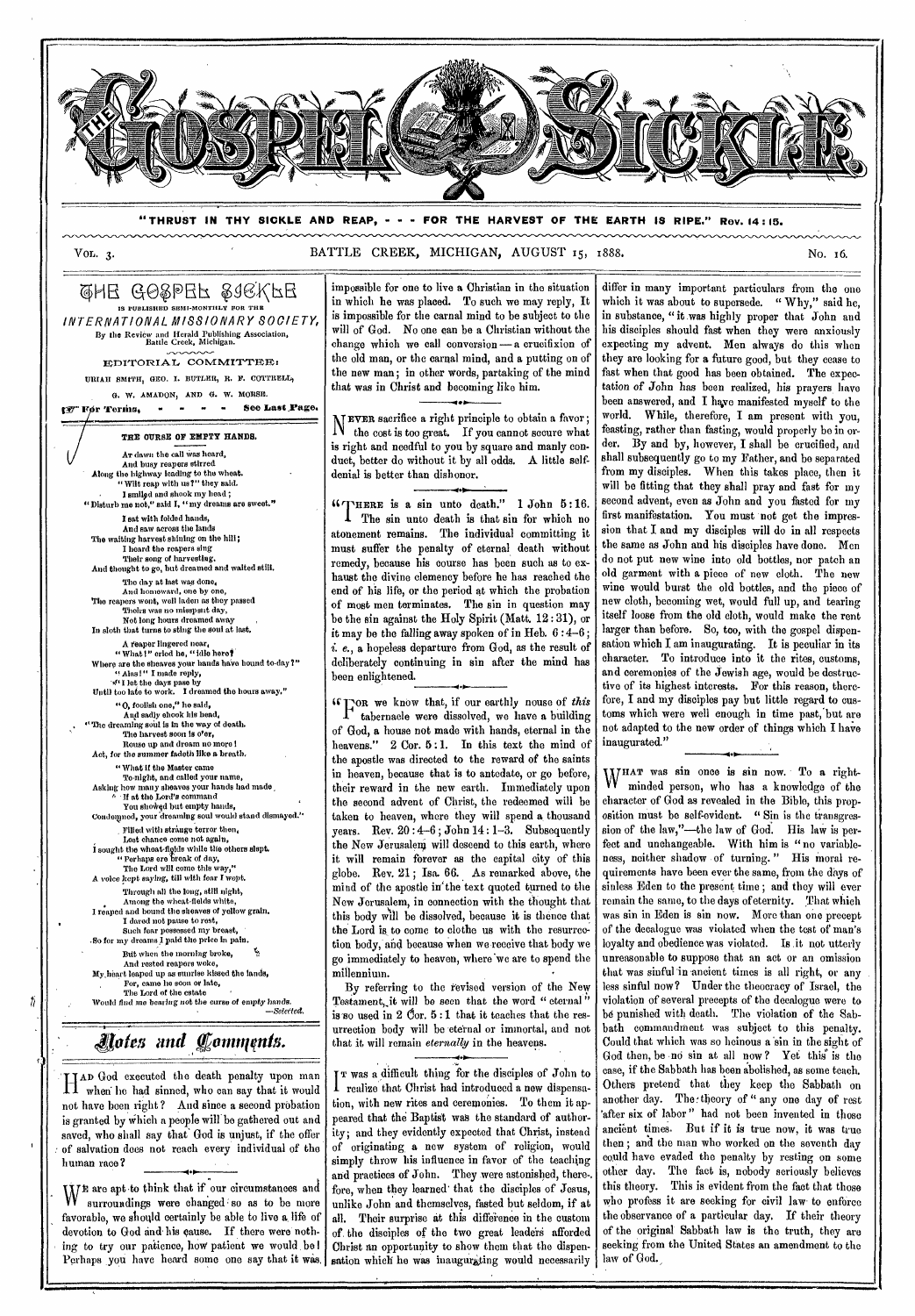# THE GOSPEL SICKLE

"THRUST IN THY SICKLE AND REAP, - - - FOR THE HARVEST OF THE EARTH IS RIPE." Rev. 14:15.

VOL. 3. BATTLE CREEK, MICHIGAN, AUGUST 15, 1888. No. 16.

THE GOSPEL SICKLE IS PUBLISHED SEMI-MONTHLY FOR THE *INTERNATIONAL MISSIONARY SOCIETY*, By the Review and Herald Publishing Association, Battle Creek, Michigan.

EDITORIAL COMMITTEE:

URIAH SMITH, GEO. I. BUTLER, R. F. COTTRELL, G. W. AMADON, AND G. W. MORSE.

For Terms, - - - - See Last Page.

## THE CURSE OF EMPTY HANDS.

At dawn the call was heard,
And busy reapers stirred
Along the highway leading to the wheat.
"Wilt reap with us?" they said.
I smiled and shook my head;
"Disturb me not," said I, "my dreams are sweet."

I sat with folded hands,
And saw across the lands
The waiting harvest shining on the hill;
I heard the reapers sing
Their song of harvesting,
And thought to go, but dreamed and waited still.

The day at last was done,
And homeward, one by one,
The reapers went, well laden as they passed
Theirs was no misspent day,
Not long hours dreamed away
In sloth that turns to sting the soul at last.

A reaper lingered near,
"What!" cried he, "idle here?
Where are the sheaves your hands have bound to-day?"
"Alas!" I made reply,
"I let the days pass by
Until too late to work. I dreamed the hours away."

"O, foolish one," he said,
And sadly shook his head,
"The dreaming soul is in the way of death.
The harvest soon is o'er,
Rouse up and dream no more!
Act, for the summer fadeth like a breath.

"What if the Master came
To-night, and called your name,
Asking how many sheaves your hands had made
If at the Lord's command
You showed but empty hands,
Condemned, your dreaming soul would stand dismayed."

Filled with strange terror then,
Lest chance come not again,
I sought the wheat-fields while the others slept.
"Perhaps ere break of day,
The Lord will come this way,"
A voice kept saying, till with fear I wept.

Through all the long, still night,
Among the wheat-fields white,
I reaped and bound the sheaves of yellow grain.
I dared not pause to rest,
Such fear possessed my breast,
So for my dreams I paid the price in pain.

But when the morning broke,
And rested reapers woke,
My heart leaped up as sunrise kissed the lands,
For, came he soon or late,
The Lord of the estate
Would find me bearing not the curse of *empty hands*.

—*Selected*.

## Notes and Comments.

HAD God executed the death penalty upon man when he had sinned, who can say that it would not have been right? And since a second probation is granted by which a people will be gathered out and saved, who shall say that God is unjust, if the offer of salvation does not reach every individual of the human race?

WE are apt to think that if our circumstances and surroundings were changed so as to be more favorable, we should certainly be able to live a life of devotion to God and his cause. If there were nothing to try our patience, how patient we would be! Perhaps you have heard some one say that it was impossible for one to live a Christian in the situation in which he was placed. To such we may reply, It is impossible for the carnal mind to be subject to the will of God. No one can be a Christian without the change which we call conversion—a crucifixion of the old man, or the carnal mind, and a putting on of the new man; in other words, partaking of the mind that was in Christ and becoming like him.

NEVER sacrifice a right principle to obtain a favor; the cost is too great. If you cannot secure what is right and needful to you by square and manly conduct, better do without it by all odds. A little self-denial is better than dishonor.

"THERE is a sin unto death." 1 John 5:16. The sin unto death is that sin for which no atonement remains. The individual committing it must suffer the penalty of eternal death without remedy, because his course has been such as to exhaust the divine clemency before he has reached the end of his life, or the period at which the probation of most men terminates. The sin in question may be the sin against the Holy Spirit (Matt. 12:31), or it may be the falling away spoken of in Heb. 6:4–6; *i. e.*, a hopeless departure from God, as the result of deliberately continuing in sin after the mind has been enlightened.

"FOR we know that, if our earthly house of *this* tabernacle were dissolved, we have a building of God, a house not made with hands, eternal in the heavens." 2 Cor. 5:1. In this text the mind of the apostle was directed to the reward of the saints in heaven, because that is to antedate, or go before, their reward in the new earth. Immediately upon the second advent of Christ, the redeemed will be taken to heaven, where they will spend a thousand years. Rev. 20:4–6; John 14:1–3. Subsequently the New Jerusalem will descend to this earth, where it will remain forever as the capital city of this globe. Rev. 21; Isa. 66. As remarked above, the mind of the apostle in the text quoted turned to the New Jerusalem, in connection with the thought that this body will be dissolved, because it is thence that the Lord is to come to clothe us with the resurrection body, and because when we receive that body we go immediately to heaven, where we are to spend the millennium.

By referring to the revised version of the New Testament, it will be seen that the word "eternal" is so used in 2 Cor. 5:1 that it teaches that the resurrection body will be eternal or immortal, and not that it will remain *eternally* in the heavens.

IT was a difficult thing for the disciples of John to realize that Christ had introduced a new dispensation, with new rites and ceremonies. To them it appeared that the Baptist was the standard of authority; and they evidently expected that Christ, instead of originating a new system of religion, would simply throw his influence in favor of the teaching and practices of John. They were astonished, therefore, when they learned that the disciples of Jesus, unlike John and themselves, fasted but seldom, if at all. Their surprise at this difference in the custom of the disciples of the two great leaders afforded Christ an opportunity to show them that the dispensation which he was inaugurating would necessarily differ in many important particulars from the one which it was about to supersede. "Why," said he, in substance, "it was highly proper that John and his disciples should fast when they were anxiously expecting my advent. Men always do this when they are looking for a future good, but they cease to fast when that good has been obtained. The expectation of John has been realized, his prayers have been answered, and I have manifested myself to the world. While, therefore, I am present with you, feasting, rather than fasting, would properly be in order. By and by, however, I shall be crucified, and shall subsequently go to my Father, and be separated from my disciples. When this takes place, then it will be fitting that they shall pray and fast for my second advent, even as John and you fasted for my first manifestation. You must not get the impression that I and my disciples will do in all respects the same as John and his disciples have done. Men do not put new wine into old bottles, nor patch an old garment with a piece of new cloth. The new wine would burst the old bottles, and the piece of new cloth, becoming wet, would full up, and tearing itself loose from the old cloth, would make the rent larger than before. So, too, with the gospel dispensation which I am inaugurating. It is peculiar in its character. To introduce into it the rites, customs, and ceremonies of the Jewish age, would be destructive of its highest interests. For this reason, therefore, I and my disciples pay but little regard to customs which were well enough in time past, but are not adapted to the new order of things which I have inaugurated."

WHAT was sin once is sin now. To a right-minded person, who has a knowledge of the character of God as revealed in the Bible, this proposition must be self-evident. "Sin is the transgression of the law,"—the law of God. His law is perfect and unchangeable. With him is "no variableness, neither shadow of turning." His moral requirements have been ever the same, from the days of sinless Eden to the present time; and they will ever remain the same, to the days of eternity. That which was sin in Eden is sin now. More than one precept of the decalogue was violated when the test of man's loyalty and obedience was violated. Is it not utterly unreasonable to suppose that an act or an omission that was sinful in ancient times is all right, or any less sinful now? Under the theocracy of Israel, the violation of several precepts of the decalogue were to be punished with death. The violation of the Sabbath commandment was subject to this penalty. Could that which was so heinous a sin in the sight of God then, be no sin at all now? Yet this is the case, if the Sabbath has been abolished, as some teach. Others pretend that they keep the Sabbath on another day. The theory of "any one day of rest after six of labor" had not been invented in those ancient times. But if it is true now, it was true then; and the man who worked on the seventh day could have evaded the penalty by resting on some other day. The fact is, nobody seriously believes this theory. This is evident from the fact that those who profess it are seeking for civil law to enforce the observance of a particular day. If their theory of the original Sabbath law is the truth, they are seeking from the United States an amendment to the law of God.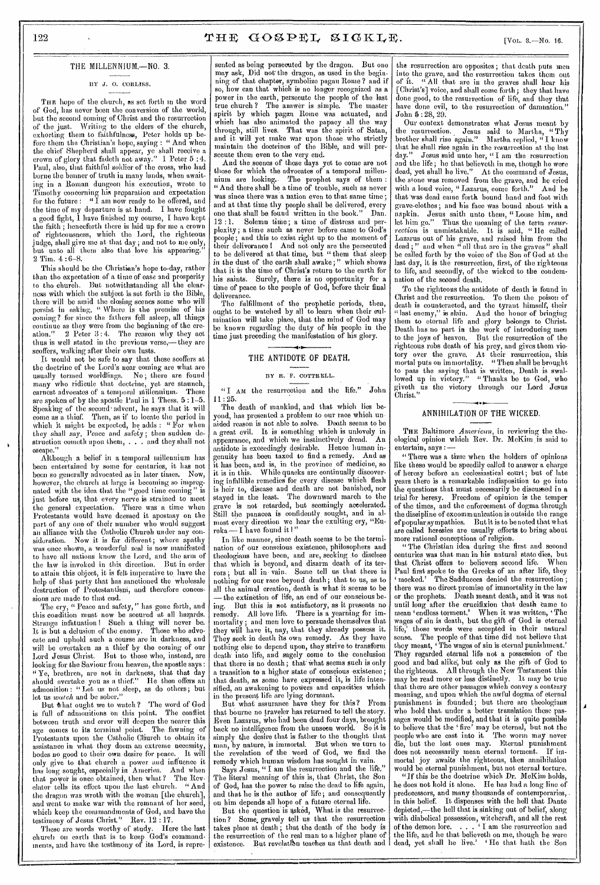## THE MILLENNIUM.—NO. 3.

BY J. O. CORLISS.

THE hope of the church, as set forth in the word of God, has never been the conversion of the world, but the second coming of Christ and the resurrection of the just. Writing to the elders of the church, exhorting them to faithfulness, Peter holds up before them the Christian's hope, saying: "And when the chief Shepherd shall appear, ye shall receive a crown of glory that fadeth not away." 1 Peter 5:4. Paul, also, that faithful soldier of the cross, who had borne the banner of truth in many lands, when awaiting in a Roman dungeon his execution, wrote to Timothy concerning his preparation and expectation for the future: "I am now ready to be offered, and the time of my departure is at hand. I have fought a good fight, I have finished my course, I have kept the faith; henceforth there is laid up for me a crown of righteousness, which the Lord, the righteous judge, shall give me at that day; and not to me only, but unto all them also that love his appearing." 2 Tim. 4:6–8.

This should be the Christian's hope to-day, rather than the expectation of a time of ease and prosperity to the church. But notwithstanding all the clearness with which the subject is set forth in the Bible, there will be amid the closing scenes some who will persist in asking, "Where is the promise of his coming? for since the fathers fell asleep, all things continue as they were from the beginning of the creation." 2 Peter 3:4. The reason why they act thus is well stated in the previous verse,—they are scoffers, walking after their own lusts.

It would not be safe to say that these scoffers at the doctrine of the Lord's near coming are what are usually termed worldlings. No; there are found many who ridicule that doctrine, yet are staunch, earnest advocates of a temporal millennium. These are spoken of by the apostle Paul in 1 Thess. 5:1–5. Speaking of the second advent, he says that it will come as a thief. Then, as if to locate the period in which it might be expected, he adds: "For when they shall say, Peace and safety; then sudden destruction cometh upon them, . . . and they shall not escape."

Although a belief in a temporal millennium has been entertained by some for centuries, it has not been so generally advocated as in later times. Now, however, the church at large is becoming so impregnated with the idea that the "good time coming" is just before us, that every nerve is strained to meet the general expectation. There was a time when Protestants would have deemed it apostasy on the part of any one of their number who would suggest an alliance with the Catholic Church under any consideration. Now it is far different; where apathy was once shown, a wonderful zeal is now manifested to have all nations know the Lord, and the arm of the law is invoked in this direction. But in order to attain this object, it is felt imperative to have the help of that party that has sanctioned the wholesale destruction of Protestantism, and therefore concessions are made to that end.

The cry, "Peace and safety," has gone forth, and this condition must now be secured at all hazards. Strange infatuation! Such a thing will never be. It is but a delusion of the enemy. Those who advocate and uphold such a course are in darkness, and will be overtaken as a thief by the coming of our Lord Jesus Christ. But to those who, instead, are looking for the Saviour from heaven, the apostle says: "Ye, brethren, are not in darkness, that that day should overtake you as a thief." He then offers an admonition: "Let us not sleep, as do others; but let us *watch* and be sober."

But what ought we to watch? The word of God is full of admonitions on this point. The conflict between truth and error will deepen the nearer this age comes to its terminal point. The fawning of Protestants upon the Catholic Church to obtain its assistance in what they deem an extreme necessity, bodes no good to their own desire for peace. It will only give to that church a power and influence it has long sought, especially in America. And when that power is once obtained, then what? The Revelator tells its effect upon the last church. "And the dragon was wroth with the woman [the church], and went to make war with the remnant of her seed, which keep the commandments of God, and have the testimony of Jesus Christ." Rev. 12:17.

These are words worthy of study. Here the last church on earth that is to keep God's commandments, and have the testimony of its Lord, is represented as being persecuted by the dragon. But one may ask, Did not the dragon, as used in the beginning of that chapter, symbolize pagan Rome? and if so, how can that which is no longer recognized as a power in the earth, persecute the people of the last true church? The answer is simple. The master spirit by which pagan Rome was actuated, and which has also animated the papacy all the way through, still lives. That was the spirit of Satan, and it will yet make war upon those who strictly maintain the doctrines of the Bible, and will persecute them even to the very end.

And the scenes of these days yet to come are not those for which the advocates of a temporal millennium are looking. The prophet says of them: "And there shall be a time of trouble, such as never was since there was a nation even to that same time; and at that time thy people shall be delivered, every one that shall be found written in the book." Dan. 12:1. Solemn time; a time of distress and perplexity; a time such as never before came to God's people; and this to exist right up to the moment of their deliverance! And not only are the persecuted to be delivered at that time, but "them that sleep in the dust of the earth shall awake;" which shows that it is the time of Christ's return to the earth for his saints. Surely, there is no opportunity for a time of peace to the people of God, before their final deliverance.

The fulfillment of the prophetic periods, then, ought to be watched by all to learn when their culmination will take place, that the mind of God may be known regarding the duty of his people in the time just preceding the manifestation of his glory.

## THE ANTIDOTE OF DEATH.

BY R. F. COTTRELL.

"I AM the resurrection and the life." John 11:25.

The death of mankind, and that which lies beyond, has presented a problem to our race which unaided reason is not able to solve. Death seems to be a great evil. It is something which is unlovely in appearance, and which we instinctively dread. An antidote is exceedingly desirable. Hence human ingenuity has been taxed to find a remedy. And as it has been, and is, in the province of medicine, so it is in this. While quacks are continually discovering infallible remedies for every disease which flesh is heir to, disease and death are not banished, nor stayed in the least. The downward march to the grave is not retarded, but seemingly accelerated. Still the panacea is confidently sought, and in almost every direction we hear the exulting cry, "Eureka—I have found it!"

In like manner, since death seems to be the termination of our conscious existence, philosophers and theologians have been, and are, seeking to disclose that which is beyond, and disarm death of its terrors; but all in vain. Some tell us that there is nothing for our race beyond death; that to us, as to all the animal creation, death is what it seems to be—the extinction of life, an end of our conscious being. But this is not satisfactory, as it presents no remedy. All love life. There is a yearning for immortality; and men love to persuade themselves that they will have it, nay, that they already possess it. They seek in death its own remedy. As they have nothing else to depend upon, they strive to transform death into life, and sagely come to the conclusion that there is no death; that what seems such is only a transition to a higher state of conscious existence; that death, as some have expressed it, is life intensified, an awakening to powers and capacities which in the present life are lying dormant.

But what assurance have they for this? From that bourne no traveler has returned to tell the story. Even Lazarus, who had been dead four days, brought back no intelligence from the unseen world. So it is simply the desire that is father to the thought that man, by nature, is immortal. But when we turn to the revelation of the word of God, we find the remedy which human wisdom has sought in vain.

Says Jesus, "I am the resurrection and the life." The literal meaning of this is, that Christ, the Son of God, has the power to raise the dead to life again, and that he is the author of life; and consequently on him depends all hope of a future eternal life.

But the question is asked, What is the resurrection? Some, gravely tell us that the resurrection takes place at death; that the death of the body is the resurrection of the real man to a higher plane of existence. But revelation teaches us that death and the resurrection are opposites; that death puts men into the grave, and the resurrection takes them out of it. "All that are in the graves shall hear his [Christ's] voice, and shall come forth; they that have done good, to the resurrection of life, and they that have done evil, to the resurrection of damnation." John 5:28, 29.

Our context demonstrates what Jesus meant by the resurrection. Jesus said to Martha, "Thy brother shall rise again." Martha replied, "I know that he shall rise again in the resurrection at the last day." Jesus said unto her, "I am the resurrection and the life; he that believeth in me, though he were dead, yet shall he live." At the command of Jesus, the stone was removed from the grave, and he cried with a loud voice, "Lazarus, come forth." And he that was dead came forth bound hand and foot with grave-clothes; and his face was bound about with a napkin. Jesus saith unto them, "Loose him, and let him go." Thus the meaning of the term *resurrection* is unmistakable. It is said, "He called Lazarus out of his grave, and raised him from the dead;" and when "all that are in the graves" shall be called forth by the voice of the Son of God at the last day, it is the resurrection, first, of the righteous to life, and secondly, of the wicked to the condemnation of the second death.

To the righteous the antidote of death is found in Christ and the resurrection. To them the poison of death is counteracted, and the tyrant himself, their "last enemy," is slain. And the honor of bringing them to eternal life and glory belongs to Christ. Death has no part in the work of introducing men to the joys of heaven. But the resurrection of the righteous robs death of his prey, and gives them victory over the grave. At their resurrection, this mortal puts on immortality. "Then shall be brought to pass the saying that is written, Death is swallowed up in victory." "Thanks be to God, who giveth us the victory through our Lord Jesus Christ."

## ANNIHILATION OF THE WICKED.

THE Baltimore *American*, in reviewing the theological opinion which Rev. Dr. McKim is said to entertain, says:—

"There was a time when the holders of opinions like these would be speedily called to answer a charge of heresy before an ecclesiastical court; but of late years there is a remarkable indisposition to go into the questions that must necessarily be discussed in a trial for heresy. Freedom of opinion is the temper of the times, and the enforcement of dogma through the discipline of excommunication is outside the range of popular sympathies. But it is to be noted that what are called heresies are usually efforts to bring about more rational conceptions of religion.

"The Christian idea during the first and second centuries was that man in his natural state dies, but that Christ offers to believers second life. When Paul first spoke to the Greeks of an after life, they 'mocked.' The Sadducees denied the resurrection; there was no direct promise of immortality in the law or the prophets. Death meant death, and it was not until long after the crucifixion that death came to mean 'endless torment.' When it was written, 'The wages of sin is death, but the gift of God is eternal life,' those words were accepted in their natural sense. The people of that time did not believe that they meant, 'The wages of sin is eternal punishment.' They regarded eternal life not a possession of the good and bad alike, but only as the gift of God to the righteous. All through the New Testament this may be read more or less distinctly. It may be true that there are other passages which convey a contrary meaning, and upon which the awful dogma of eternal punishment is founded; but there are theologians who hold that, under a better translation these passages would be modified, and that it is quite possible to believe that the 'fire' may be eternal, but not the people who are cast into it. The worm may never die, but the lost ones may. Eternal punishment does not necessarily mean eternal torment. If immortal joy awaits the righteous, then annihilation would be eternal punishment, but not eternal torture.

"If this be the doctrine which Dr. McKim holds, he does not hold it alone. He has had a long line of predecessors, and many thousands of contemporaries, in this belief. It dispenses with the hell that Dante depicted,—the hell that is sinking out of belief, along with diabolical possession, witchcraft, and all the rest of the demon lore. . . . 'I am the resurrection and the life, and he that believeth on me, though he were dead, yet shall he live.' 'He that hath the Son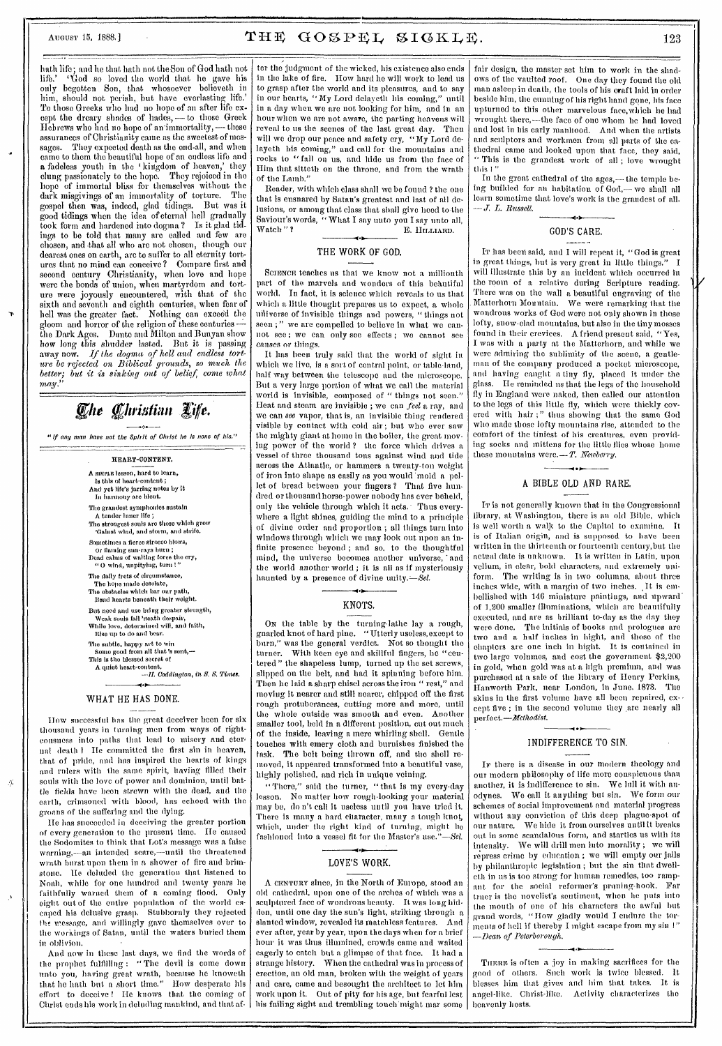hath life; and he that hath not the Son of God hath not life.' 'God so loved the world that he gave his only begotten Son, that whosoever believeth in him, should not perish, but have everlasting life.' To those Greeks who had no hope of an after life except the dreary shades of hades,— to those Greek Hebrews who had no hope of an immortality,— those assurances of Christianity came as the sweetest of messages. They expected death as the end-all, and when came to them the beautiful hope of an endless life and a fadeless youth in the 'kingdom of heaven,' they clung passionately to the hope. They rejoiced in the hope of immortal bliss for themselves without the dark misgivings of an immortality of torture. The gospel then was, indeed, glad tidings. But was it good tidings when the idea of eternal hell gradually took form and hardened into dogma? Is it glad tidings to be told that many are called and few are chosen, and that all who are not chosen, though our dearest ones on earth, are to suffer to all eternity tortures that no mind can conceive? Compare first and second century Christianity, when love and hope were the bonds of union, when martyrdom and torture were joyously encountered, with that of the sixth and seventh and eighth centuries, when fear of hell was the greater fact. Nothing can exceed the gloom and horror of the religion of these centuries — the Dark Ages. Dante and Milton and Bunyan show how long this shudder lasted. But it is passing away now. *If the dogma of hell and endless torture be rejected on Biblical grounds, so much the better; but it is sinking out of belief, come what may.*"

# The Christian Life.

*"If any man have not the Spirit of Christ he is none of his."*

### HEART-CONTENT.

A simple lesson, hard to learn,  
Is this of heart-content;  
And yet life's jarring notes by it  
In harmony are blent.

The grandest symphonies sustain  
A tender inner life;  
The strongest souls are those which grow  
'Gainst wind, and storm, and strife.

Sometimes a fierce sirocco blows,  
Or flaming sun-rays burn;  
Dead calms of waiting force the cry,  
"O wind, unpitying, turn!"

The daily frets of circumstance,  
The hope made desolate,  
The obstacles which bar our path,  
Bend hearts beneath their weight.

But need and use bring greater strength,  
Weak souls fall 'neath despair,  
While love, determined will, and faith,  
Rise up to do and bear.

The subtle, happy art to win  
Some good from all that's sent,—  
This is the blessed secret of  
A quiet heart-content.

*—H. Coddington, in S. S. Times.*

## WHAT HE HAS DONE.

How successful has the great deceiver been for six thousand years in turning men from ways of righteousness into paths that lead to misery and eternal death! He committed the first sin in heaven, that of pride, and has inspired the hearts of kings and rulers with the same spirit, having filled their souls with the love of power and dominion, until battle fields have been strewn with the dead, and the earth, crimsoned with blood, has echoed with the groans of the suffering and the dying.

He has succeeded in deceiving the greater portion of every generation to the present time. He caused the Sodomites to think that Lot's message was a false warning,—an intended scare,—until the threatened wrath burst upon them in a shower of fire and brimstone. He deluded the generation that listened to Noah, while for one hundred and twenty years he faithfully warned them of a coming flood. Only eight out of the entire population of the world escaped his delusive grasp. Stubbornly they rejected the message, and willingly gave themselves over to the workings of Satan, until the waters buried them in oblivion.

And now in these last days, we find the words of the prophet fulfilling: "The devil is come down unto you, having great wrath, because he knoweth that he hath but a short time." How desperate his effort to deceive! He knows that the coming of Christ ends his work in deluding mankind, and that after the judgment of the wicked, his existence also ends in the lake of fire. How hard he will work to lead us to grasp after the world and its pleasures, and to say in our hearts, "My Lord delayeth his coming," until in a day when we are not looking for him, and in an hour when we are not aware, the parting heavens will reveal to us the scenes of the last great day. Then will we drop our peace and safety cry, "My Lord delayeth his coming," and call for the mountains and rocks to "fall on us, and hide us from the face of Him that sitteth on the throne, and from the wrath of the Lamb."

Reader, with which class shall we be found? the one that is ensnared by Satan's greatest and last of all delusions, or among that class that shall give heed to the Saviour's words, "What I say unto you I say unto all, Watch"?

E. HILLIARD.

## THE WORK OF GOD.

Science teaches us that we know not a millionth part of the marvels and wonders of this beautiful world. In fact, it is science which reveals to us that which a little thought prepares us to expect, a whole universe of invisible things and powers, "things not seen;" we are compelled to believe in what we cannot see; we can only see effects; we cannot see causes or things.

It has been truly said that the world of sight in which we live, is a sort of central point, or table-land, half way between the telescope and the microscope. But a very large portion of what we call the material world is invisible, composed of "things not seen." Heat and steam are invisible; we can *feel* a ray, and we can *see* vapor, that is, an invisible thing rendered visible by contact with cold air; but who ever saw the mighty giant at home in the boiler, the great moving power of the world? the force which drives a vessel of three thousand tons against wind and tide across the Atlantic, or hammers a twenty-ton weight of iron into shape as easily as you would mold a pellet of bread between your fingers? That five hundred or thousand horse-power nobody has ever beheld, only the vehicle through which it acts. Thus everywhere a light shines, guiding the mind to a principle of divine order and proportion; all things turn into windows through which we may look out upon an infinite presence beyond; and so, to the thoughtful mind, the universe becomes another universe, and the world another world; it is all as if mysteriously haunted by a presence of divine unity.—*Sel.*

## KNOTS.

On the table by the turning-lathe lay a rough, gnarled knot of hard pine. "Utterly useless, except to burn," was the general verdict. Not so thought the turner. With keen eye and skillful fingers, he "centered" the shapeless lump, turned up the set screws, slipped on the belt, and had it spinning before him. Then he laid a sharp chisel across the iron "rest," and moving it nearer and still nearer, chipped off the first rough protuberances, cutting more and more, until the whole outside was smooth and even. Another smaller tool, held in a different position, cut out much of the inside, leaving a mere whirling shell. Gentle touches with emery cloth and burnishes finished the task. The belt being thrown off, and the shell removed, it appeared transformed into a beautiful vase, highly polished, and rich in unique veining.

"There," said the turner, "that is my every-day lesson. No matter how rough-looking your material may be, do n't call it useless until you have tried it. There is many a hard character, many a tough knot, which, under the right kind of turning, might be fashioned into a vessel fit for the Master's use."—*Sel.*

## LOVE'S WORK.

A century since, in the North of Europe, stood an old cathedral, upon one of the arches of which was a sculptured face of wondrous beauty. It was long hidden, until one day the sun's light, striking through a stained window, revealed its matchless features. And ever after, year by year, upon the days when for a brief hour it was thus illumined, crowds came and waited eagerly to catch but a glimpse of that face. It had a strange history. When the cathedral was in process of erection, an old man, broken with the weight of years and care, came and besought the architect to let him work upon it. Out of pity for his age, but fearful lest his failing sight and trembling touch might mar some fair design, the master set him to work in the shadows of the vaulted roof. One day they found the old man asleep in death, the tools of his craft laid in order beside him, the cunning of his right hand gone, his face upturned to this other marvelous face, which he had wrought there,—the face of one whom he had loved and lost in his early manhood. And when the artists and sculptors and workmen from all parts of the cathedral came and looked upon that face, they said, "This is the grandest work of all; love wrought this!"

In the great cathedral of the ages,— the temple being builded for an habitation of God,— we shall all learn sometime that love's work is the grandest of all. —*J. L. Russell.*

## GOD'S CARE.

It has been said, and I will repeat it, "God is great in great things, but is very great in little things." I will illustrate this by an incident which occurred in the room of a relative during Scripture reading. There was on the wall a beautiful engraving of the Matterhorn Mountain. We were remarking that the wondrous works of God were not only shown in those lofty, snow-clad mountains, but also in the tiny mosses found in their crevices. A friend present said, "Yes, I was with a party at the Matterhorn, and while we were admiring the sublimity of the scene, a gentleman of the company produced a pocket microscope, and having caught a tiny fly, placed it under the glass. He reminded us that the legs of the household fly in England were naked, then called our attention to the legs of this little fly, which were thickly covered with hair;" thus showing that the same God who made those lofty mountains rise, attended to the comfort of the tiniest of his creatures, even providing socks and mittens for the little flies whose home these mountains were.—*T. Newberry.*

## A BIBLE OLD AND RARE.

It is not generally known that in the Congressional library, at Washington, there is an old Bible, which is well worth a walk to the Capitol to examine. It is of Italian origin, and is supposed to have been written in the thirteenth or fourteenth century, but the actual date is unknown. It is written in Latin, upon vellum, in clear, bold characters, and extremely uniform. The writing is in two columns, about three inches wide, with a margin of two inches. It is embellished with 146 miniature paintings, and upward of 1,200 smaller illuminations, which are beautifully executed, and are as brilliant to-day as the day they were done. The initials of books and prologues are two and a half inches in hight, and those of the chapters are one inch in hight. It is contained in two large volumes, and cost the government $2,200 in gold, when gold was at a high premium, and was purchased at a sale of the library of Henry Perkins, Hanworth Park, near London, in June, 1873. The skins in the first volume have all been repaired, except five; in the second volume they are nearly all perfect.—*Methodist.*

## INDIFFERENCE TO SIN.

If there is a disease in our modern theology and our modern philosophy of life more conspicuous than another, it is indifference to sin. We lull it with anodynes. We call it anything but sin. We form our schemes of social improvement and material progress without any conviction of this deep plague-spot of our nature. We hide it from ourselves until it breaks out in some scandalous form, and startles us with its intensity. We will drill men into morality; we will repress crime by education; we will empty our jails by philanthropic legislation; but the sin that dwelleth in us is too strong for human remedies, too rampant for the social reformer's pruning-hook. Far truer is the novelist's sentiment, when he puts into the mouth of one of his characters the awful but grand words, "How gladly would I endure the torments of hell if thereby I might escape from my sin!" —*Dean of Peterborough.*

There is often a joy in making sacrifices for the good of others. Such work is twice blessed. It blesses him that gives and him that takes. It is angel-like. Christ-like. Activity characterizes the heavenly hosts.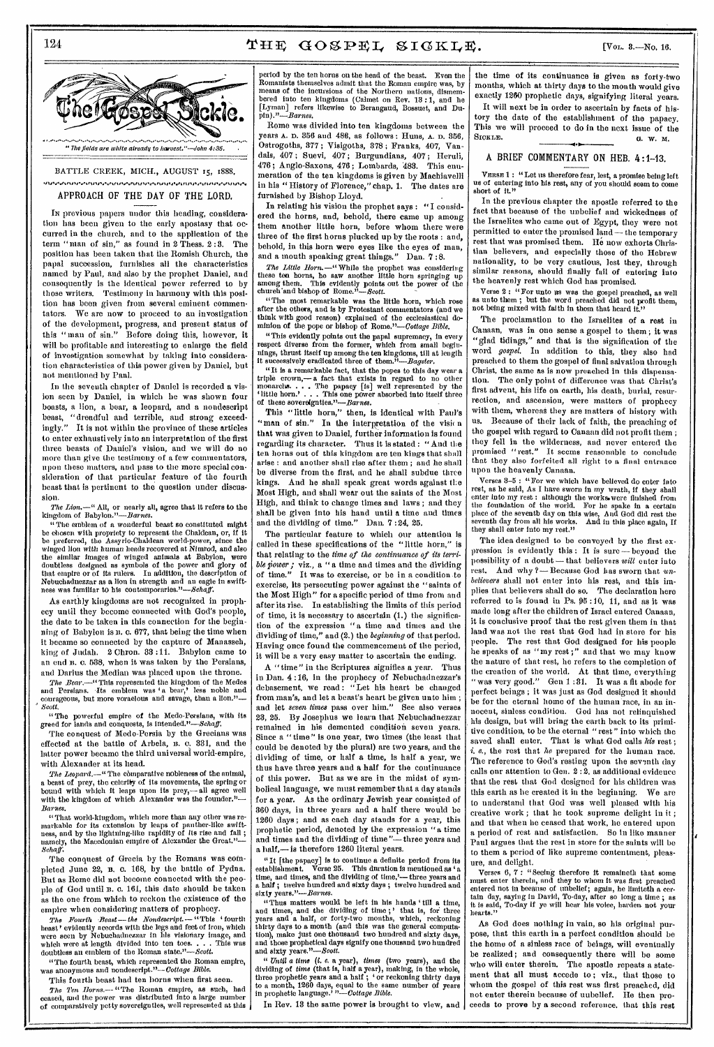"The fields are white already to harvest."—John 4:35.

BATTLE CREEK, MICH., AUGUST 15, 1888.

## APPROACH OF THE DAY OF THE LORD.

In previous papers under this heading, consideration has been given to the early apostasy that occurred in the church, and to the application of the term "man of sin," as found in 2 Thess. 2:3. The position has been taken that the Romish Church, the papal succession, furnishes all the characteristics named by Paul, and also by the prophet Daniel, and consequently is the identical power referred to by those writers. Testimony in harmony with this position has been given from several eminent commentators. We are now to proceed to an investigation of the development, progress, and present status of this "man of sin." Before doing this, however, it will be profitable and interesting to enlarge the field of investigation somewhat by taking into consideration characteristics of this power given by Daniel, but not mentioned by Paul.

In the seventh chapter of Daniel is recorded a vision seen by Daniel, in which he was shown four beasts, a lion, a bear, a leopard, and a nondescript beast, "dreadful and terrible, and strong exceedingly." It is not within the province of these articles to enter exhaustively into an interpretation of the first three beasts of Daniel's vision, and we will do no more than give the testimony of a few commentators, upon these matters, and pass to the more special consideration of that particular feature of the fourth beast that is pertinent to the question under discussion.

*The Lion.*—"All, or nearly all, agree that it refers to the kingdom of Babylon."—*Barnes.*

"The emblem of a wonderful beast so constituted might be chosen with propriety to represent the Chaldean, or, if it be preferred, the Assyrio-Chaldean world-power, since the winged lion with human heads recovered at Nimroud, and also the similar images of winged animals at Babylon, were doubtless designed as symbols of the power and glory of that empire or of its rulers. In addition, the description of Nebuchadnezzar as a lion in strength and an eagle in swiftness was familiar to his contemporaries."—*Schaff.*

As earthly kingdoms are not recognized in prophecy until they become connected with God's people, the date to be taken in this connection for the beginning of Babylon is B. C. 677, that being the time when it became so connected by the capture of Manasseh, king of Judah. 2 Chron. 33:11. Babylon came to an end B. C. 538, when it was taken by the Persians, and Darius the Median was placed upon the throne.

*The Bear.*—"This represented the kingdom of the Medes and Persians. Its emblem was 'a bear,' less noble and courageous, but more voracious and savage, than a lion."—*Scott.*

"The powerful empire of the Medo-Persians, with its greed for lands and conquests, is intended."—*Schaff.*

The conquest of Medo-Persia by the Grecians was effected at the battle of Arbela, B. C. 331, and the latter power became the third universal world-empire, with Alexander at its head.

*The Leopard.*—"The comparative nobleness of the animal, a beast of prey, the celerity of its movements, the spring or bound with which it leaps upon its prey,—all agree well with the kingdom of which Alexander was the founder."—*Barnes.*

"That world-kingdom, which more than any other was remarkable for its extension by leaps of panther-like swiftness, and by the lightning-like rapidity of its rise and fall; namely, the Macedonian empire of Alexander the Great."—*Schaff.*

The conquest of Grecia by the Romans was completed June 22, B. C. 168, by the battle of Pydna. But as Rome did not become connected with the people of God until B. C. 161, this date should be taken as the one from which to reckon the existence of the empire when considering matters of prophecy.

*The Fourth Beast—the Nondescript.*—"This 'fourth beast' evidently accords with the legs and feet of iron, which were seen by Nebuchadnezzar in his visionary image, and which were at length divided into ten toes. . . . This was doubtless an emblem of the Roman state."—*Scott.*

"The fourth beast, which represented the Roman empire, was anonymous and nondescript."—*Cottage Bible.*

This fourth beast had ten horns when first seen.

*The Ten Horns.*—"The Roman empire, as such, had ceased, and the power was distributed into a large number of comparatively petty sovereignties, well represented at this period by the ten horns on the head of the beast. Even the Romanists themselves admit that the Roman empire was, by means of the incursions of the Northern nations, dismembered into ten kingdoms (Calmet on Rev. 13:1, and he [Lyman] refers likewise to Berangaud, Bossuet, and Dupin)."—*Barnes.*

Rome was divided into ten kingdoms between the years A. D. 356 and 483, as follows: Huns, A. D. 356, Ostrogoths, 377; Visigoths, 378; Franks, 407, Vandals, 407; Suevi, 407; Burgundians, 407; Heruli, 476; Anglo-Saxons, 476; Lombards, 483. This enumeration of the ten kingdoms is given by Machiavelli in his "History of Florence," chap. 1. The dates are furnished by Bishop Lloyd.

In relating his vision the prophet says: "I considered the horns, and, behold, there came up among them another little horn, before whom there were three of the first horns plucked up by the roots: and, behold, in this horn were eyes like the eyes of man, and a mouth speaking great things." Dan. 7:8.

*The Little Horn.*—"While the prophet was considering these ten horns, he saw another little horn springing up among them. This evidently points out the power of the church and bishop of Rome."—*Scott.*

"The most remarkable was the little horn, which rose after the others, and is by Protestant commentators (and we think with good reason) explained of the ecclesiastical dominion of the pope or bishop of Rome."—*Cottage Bible.*

"This evidently points out the papal supremacy, in every respect diverse from the former, which from small beginnings, thrust itself up among the ten kingdoms, till at length it successively eradicated three of them."—*Bagster.*

"It is a remarkable fact, that the popes to this day wear a triple crown,—a fact that exists in regard to no other monarchs. . . . The papacy [is] well represented by the 'little horn.' . . . This one power absorbed into itself three of these sovereignties."—*Barnes.*

This "little horn," then, is identical with Paul's "man of sin." In the interpretation of the vision that was given to Daniel, further information is found regarding its character. Thus it is stated: "And the ten horns out of this kingdom are ten kings that shall arise: and another shall rise after them; and he shall be diverse from the first, and he shall subdue three kings. And he shall speak great words against the Most High, and shall wear out the saints of the Most High, and think to change times and laws; and they shall be given into his hand until a time and times and the dividing of time." Dan. 7:24, 25.

The particular feature to which our attention is called in these specifications of the "little horn," is that relating to the *time of the continuance of its terrible power*; viz., a "a time and times and the dividing of time." It was to exercise, or be in a condition to exercise, its persecuting power against the "saints of the Most High" for a specific period of time from and after its rise. In establishing the limits of this period of time, it is necessary to ascertain (1.) the signification of the expression "a time and times and the dividing of time," and (2.) the *beginning* of that period. Having once found the commencement of the period, it will be a very easy matter to ascertain the ending.

A "time" in the Scriptures signifies a year. Thus in Dan. 4:16, in the prophecy of Nebuchadnezzar's debasement, we read: "Let his heart be changed from man's, and let a beast's heart be given unto him; and let *seven times* pass over him." See also verses 23, 25. By Josephus we learn that Nebuchadnezzar remained in his demented condition seven years. Since a "time" is one year, two times (the least that could be denoted by the plural) are two years, and the dividing of time, or half a time, is half a year, we thus have three years and a half for the continuance of this power. But as we are in the midst of symbolical language, we must remember that a day stands for a year. As the ordinary Jewish year consisted of 360 days, in three years and a half there would be 1260 days; and as each day stands for a year, this prophetic period, denoted by the expression "a time and times and the dividing of time"—three years and a half,—is therefore 1260 literal years.

"It [the papacy] is to continue a definite period from its establishment. Verse 25. This duration is mentioned as 'a time, and times, and the dividing of time,'—three years and a half; twelve hundred and sixty days; twelve hundred and sixty years."—*Barnes.*

"Thus matters would be left in his hands 'till a time, and times, and the dividing of time;' that is, for three years and a half, or forty-two months, which, reckoning thirty days to a month (and this was the general computation), make just one thousand two hundred and sixty days, and those prophetical days signify one thousand two hundred and sixty years."—*Scott.*

"*Until a time* (*i. e.* a year), *times* (two years), and the dividing of *time* (that is, half a year), making, in the whole, three prophetic years and a half; 'or reckoning thirty days to a month, 1260 days, equal to the same number of years in prophetic language.'"—*Cottage Bible.*

In Rev. 13 the same power is brought to view, and the time of its continuance is given as forty-two months, which at thirty days to the month would give exactly 1260 prophetic days, signifying literal years.

It will next be in order to ascertain by facts of history the date of the establishment of the papacy. This we will proceed to do in the next issue of the SICKLE.

G. W. M.

## A BRIEF COMMENTARY ON HEB. 4:1-13.

VERSE 1: "Let us therefore fear, lest, a promise being left us of entering into his rest, any of you should seem to come short of it."

In the previous chapter the apostle referred to the fact that because of the unbelief and wickedness of the Israelites who came out of Egypt, they were not permitted to enter the promised land—the temporary rest that was promised them. He now exhorts Christian believers, and especially those of the Hebrew nationality, to be very cautious, lest they, through similar reasons, should finally fail of entering into the heavenly rest which God has promised.

Verse 2: "For unto us was the gospel preached, as well as unto them; but the word preached did not profit them, not being mixed with faith in them that heard it."

The proclamation to the Israelites of a rest in Canaan, was in one sense a gospel to them; it was "glad tidings," and that is the signification of the word *gospel*. In addition to this, they also had preached to them the gospel of final salvation through Christ, the same as is now preached in this dispensation. The only point of difference was that Christ's first advent, his life on earth, his death, burial, resurrection, and ascension, were matters of prophecy with them, whereas they are matters of history with us. Because of their lack of faith, the preaching of the gospel with regard to Canaan did not profit them; they fell in the wilderness, and never entered the promised "rest." It seems reasonable to conclude that they also forfeited all right to a final entrance upon the heavenly Canaan.

Verses 3-5: "For we which have believed do enter into rest, as he said, As I have sworn in my wrath, if they shall enter into my rest: although the works were finished from the foundation of the world. For he spake in a certain place of the seventh day on this wise, And God did rest the seventh day from all his works. And in this place again, If they shall enter into my rest."

The idea designed to be conveyed by the first expression is evidently this: It is sure—beyond the possibility of a doubt—that believers *will* enter into rest. And why?—Because God has sworn that *unbelievers* shall not enter into his rest, and this implies that believers shall do so. The declaration here referred to is found in Ps. 95:10, 11, and as it was made long after the children of Israel entered Canaan, it is conclusive proof that the rest given them in that land was not the rest that God had in store for his people. The rest that God designed for his people he speaks of as "my rest;" and that we may know the nature of that rest, he refers to the completion of the creation of the world. At that time, everything "was very good." Gen 1:31. It was a fit abode for perfect beings; it was just as God designed it should be for the eternal home of the human race, in an innocent, sinless condition. God has not relinquished his design, but will bring the earth back to its primitive condition, to be the eternal "rest" into which the saved shall enter. That is what God calls *his* rest; *i. e.*, the rest that *he* prepared for the human race. The reference to God's resting upon the seventh day calls our attention to Gen. 2:2, as additional evidence that the rest that God designed for his children was this earth as he created it in the beginning. We are to understand that God was well pleased with his creative work; that he took supreme delight in it; and that when he ceased that work, he entered upon a period of rest and satisfaction. So in like manner Paul argues that the rest in store for the saints will be to them a period of like supreme contentment, pleasure, and delight.

Verses 6, 7: "Seeing therefore it remaineth that some must enter therein, and they to whom it was first preached entered not in because of unbelief; again, he limiteth a certain day, saying in David, To-day, after so long a time; as it is said, To-day if ye will hear his voice, harden not your hearts."

As God does nothing in vain, so his original purpose, that this earth in a perfect condition should be the home of a sinless race of beings, will eventually be realized; and consequently there will be some who will enter therein. The apostle repeats a statement that all must accede to; viz., that those to whom the gospel of this rest was first preached, did not enter therein because of unbelief. He then proceeds to prove by a second reference, that this rest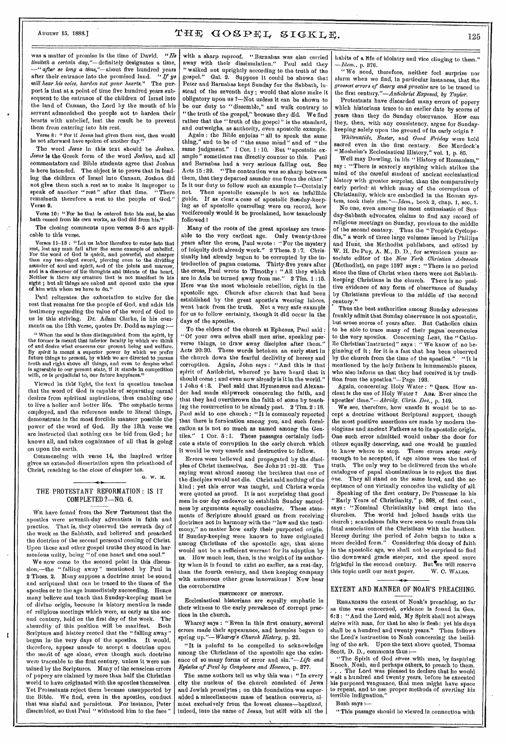was a matter of promise in the time of David. "*He limiteth a certain day*,"—definitely designates a time, —"*after so long a time*,"—about five hundred years after their entrance into the promised land. "*If ye will hear his voice, harden not your hearts.*" The purport is that at a point of time five hundred years subsequent to the entrance of the children of Israel into the land of Canaan, the Lord by the mouth of his servant admonished the people not to harden their hearts with unbelief, lest the result be to prevent them from entering into his rest.

Verse 8: "For if Jesus had given them rest, then would he not afterward have spoken of another day."

The word *Jesus* in this text should be *Joshua. Jesus* is the Greek form of the word *Joshua*, and all commentators and Bible students agree that Joshua is here intended. The object is to prove that in leading the children of Israel into Canaan, Joshua did not give them such a rest as to make it improper to speak of another "rest" after that time. "There remaineth therefore a rest to the people of God." Verse 9.

Verse 10: "For he that is entered into his rest, he also hath ceased from his own works, as God did from his."

The closing comments upon verses 3–5 are applicable to this verse.

Verses 11–13: "Let us labor therefore to enter into that rest, lest any man fall after the same example of unbelief. For the word of God is quick, and powerful, and sharper than any two-edged sword, piercing even to the dividing asunder of soul and spirit, and of the joints and marrow, and is a discerner of the thoughts and intents of the heart. Neither is there any creature that is not manifest in his sight; but all things are naked and opened unto the eyes of him with whom we have to do."

Paul reiterates the exhortation to strive for the rest that remains for the people of God, and adds his testimony regarding the value of the word of God to us in this striving. Dr. Adam Clarke, in his comments on the 12th verse, quotes Dr. Dodd as saying:—

"When the soul is thus distinguished from the spirit, by the former is meant that inferior faculty by which we think of and desire what concerns our present being and welfare. By *spirit* is meant a superior power by which we prefer future things to present, by which we are directed to pursue truth and right above all things, and even to despise what is agreeable to our present state, if it stands in competition with, or is prejudicial to, our future happiness."

Viewed in this light, the text in question teaches that the word of God is capable of separating carnal desires from spiritual aspirations, thus enabling one to live a holier and better life. The emphatic terms employed, and the reference made to literal things, demonstrate in the most forcible manner possible the power of the word of God. By the 13th verse we are instructed that nothing can be hid from God; he knows all, and takes cognizance of all that is going on upon the earth.

Commencing with verse 14, the inspired writer gives an extended dissertation upon the priesthood of Christ, reaching to the close of chapter ten.

G. W. M.

## THE PROTESTANT REFORMATION: IS IT COMPLETED?—NO. 6.

We have found from the New Testament that the apostles were seventh-day adventists in faith and practice. That is, they observed the seventh day of the week as the Sabbath, and believed and preached the doctrine of the second personal coming of Christ. Upon these and other gospel truths they stood in harmonious unity, being "of one heart and one soul."

We now come to the second point in this discussion,—the "falling away" mentioned by Paul in 2 Thess. 2. Many suppose a doctrine must be sound and scriptural that can be traced to the times of the apostles or to the age immediately succeeding. Hence many believe and teach that Sunday-keeping must be of divine origin, because in history mention is made of religious meetings which were, as early as the second century, held on the first day of the week. The absurdity of this position will be manifest. Both Scripture and history record that the "falling away" began in the very days of the apostles. It would, therefore, appear unsafe to accept a doctrine upon the merit of age alone, even though such doctrine were traceable to the first century, unless it were sustained by the Scriptures. Many of the senseless errors of popery are claimed by more than half the Christian world to have originated with the apostles themselves. Yet Protestants reject them because unsupported by the Bible. We find, even in the apostles, conduct that was sinful and pernicious. For instance, Peter dissembled, so that Paul "withstood him to the face" with a sharp reproof. "Barnabas was also carried away with their dissimulation." Paul said they "walked not uprightly according to the truth of the gospel." Gal. 2. Suppose it could be shown that Peter and Barnabas kept Sunday for the Sabbath, instead of the seventh day; would that alone make it obligatory upon us?—Not unless it can be shown to be our duty to "dissemble," and walk contrary to "the truth of the gospel," because they did. We find rather that the "truth of the gospel" is the standard, and outweighs, as authority, even apostolic example.

Again: the Bible enjoins "all to speak the same thing," and to be of "the same mind" and of "the same judgment." 1 Cor. 1:10. But "apostolic example" sometimes ran directly counter to this. Paul and Barnabas had a very serious falling out. See Acts 15:39. "The contention was so sharp between them, that they departed asunder one from the other." Is it our duty to follow such an example?—Certainly not. Then apostolic example is not an infallible guide. If as clear a case of apostolic Sunday-keeping as of apostolic quarreling were on record, how vociferously would it be proclaimed, how tenaciously followed!

Many of the roots of the great apostasy are traceable to the very earliest age. Only twenty-three years after the cross, Paul wrote: "For the mystery of iniquity doth already work." 2 Thess. 2:7. Christianity had already begun to be corrupted by the introduction of pagan customs. Thirty-five years after the cross, Paul wrote to Timothy: "All they which are in Asia be turned away from me." 2 Tim. 1:15. Here was the most wholesale rebellion, right in the apostolic age. Church after church that had been established by the great apostle's wearing labors, went back from the truth. Not a very safe example for us to follow certainly, though it did occur in the days of the apostles.

To the elders of the church at Ephesus, Paul said: "Of your own selves shall men arise, speaking perverse things, to draw away disciples after them." Acts 20:30. These words betoken an early start in the church down the fearful declivity of heresy and corruption. Again, John says: "And this is that spirit of Antichrist, whereof ye have heard that it should come; and even now already is it in the world." 1 John 4:3. Paul said that Hymenæus and Alexander had made shipwreck concerning the faith, and that they had overthrown the faith of some by teaching the resurrection to be already past. 2 Tim. 2:18. Paul said to one church: "It is commonly reported that there is fornication among you, and such fornication as is not so much as named among the Gentiles." 1 Cor. 5:1. These passages certainly indicate a state of corruption in the early church which it would be very unsafe and destructive to follow.

Errors were believed and propagated by the disciples of Christ themselves. See John 21:21–23. The saying went abroad among the brethren that one of the disciples would not die. Christ said nothing of the kind; yet this error was taught, and Christ's words were quoted as proof. It is not surprising that good men in our day endeavor to establish Sunday sacredness by arguments equally conclusive. These statements of Scripture should guard us from receiving doctrines not in harmony with the "law and the testimony," no matter how early their purported origin. If Sunday-keeping were known to have originated among Christians of the apostolic age, that alone would not be a sufficient warrant for its adoption by us. How much less, then, is the weight of its authority when it is found to exist no earlier, as a rest-day, than the fourth century, and then keeping company with numerous other gross innovations! Now hear the corroborative

### TESTIMONY OF HISTORY.

Ecclesiastical historians are equally emphatic in their witness to the early prevalence of corrupt practices in the church.

Wharey says: "Even in this first century, several errors made their appearance, and heresies began to spring up."—*Wharey's Church History*, p. 22.

"It is painful to be compelled to acknowledge among the Christians of the apostolic age the existence of so many forms of error and sin."—*Life and Epistles of Paul by Conybeare and Howson*, p. 377.

The same authors tell us why this was: "In every city the nucleus of the church consisted of Jews and Jewish proselytes; on this foundation was superadded a miscellaneous mass of heathen converts, almost exclusively from the lowest classes—baptized, indeed, into the name of Jesus, but still with all the habits of a life of idolatry and vice clinging to them." —*Idem.*, p. 376.

"We need, therefore, neither feel surprise nor alarm when we find, in particular instances, that the *grossest errors of theory and practice* are to be traced to the first century."—*Antichrist Exposed, by Taylor.*

Protestants have discarded many errors of popery which historians trace to an earlier date by scores of years than they do Sunday observance. How can they, then, with any consistency, argue for Sunday-keeping solely upon the ground of its early origin?

*Whitsuntide, Easter*, and *Good Friday* were held sacred even in the first century. See Murdock's "Mosheim's Ecclesiastical History," vol. 1, p. 85.

Well may Dowling, in his "History of Romanism," say: "There is scarcely anything which strikes the mind of the careful student of ancient ecclesiastical history with greater surprise, than the comparatively early period at which many of the corruptions of Christianity, which are embodied in the Roman system, took their rise."—*Idem.*, book 2, chap. 1, sec. 1.

No one, even among the most enthusiastic of Sunday-Sabbath advocates, claims to find any record of religious meetings on Sunday, previous to the middle of the second century. Thus the "People's Cyclopedia," a work of three large volumes issued by Phillips and Hunt, the Methodist publishers, and edited by W. H. De Puy, A. M., D. D., for seventeen years associate editor of the *New York Christian Advocate* (Methodist), on page 1597 says: "There is no period since the time of Christ when there were not Sabbath-keeping Christians in the church. There is no positive evidence of any form of observance of Sunday by Christians previous to the middle of the second century."

Thus the best authorities among Sunday advocates frankly admit that Sunday observance is not apostolic, but arose scores of years after. But Catholics claim to be able to trace many of their pagan ceremonies to the very apostles. Concerning Lent, the "Catholic Christian Instructed" says: "We know of no beginning of it; for it is a fast that has been observed by the church from the time of the apostles." "It is mentioned by the holy fathers in innumerable places, who also inform us that they had received it by tradition from the apostles."—Page 193.

Again, concerning Holy Water: "Ques. How ancient is the use of Holy Water? Ans. Ever since the apostles' time."—*Abridg. Chris. Doc.*, p. 149.

We see, therefore, how unsafe it would be to accept a doctrine without Scriptural support, though the most positive assertions are made by modern theologians and ancient Fathers as to its apostolic origin. One such error admitted would unbar the door for others equally deserving, and one would be puzzled to know where to stop. These errors arose *early* enough to be accepted, if age alone were the test of truth. The only way to be delivered from the whole catalogue of papal abominations is to reject the first one. They all stand on the same level, and the acceptance of one virtually concedes the validity of all.

Speaking of the first century, De Pressense in his "Early Years of Christianity," p. 368, of first cent., says: "Nominal Christianity had crept into the churches. The world had joined hands with the church; scandalous falls were seen to result from this fatal association of the Christians with the heathen. Heresy during the period of John began to take a more decided form." Considering this decay of faith in the apostolic age, we shall not be surprised to find the downward grade steeper, and the speed more frightful in the second century. But we will reserve this topic until our next paper.

W. C. WALES.

## EXTENT AND MANNER OF NOAH'S PREACHING.

Regarding the extent of Noah's preaching, so far as time was concerned, evidence is found in Gen. 6:3: "And the Lord said, My Spirit shall not always strive with man, for that he also is flesh: yet his days shall be a hundred and twenty years." Then follows the Lord's instruction to Noah concerning the building of the ark. Upon the text above quoted, Thomas Scott, D. D., comments thus:—

"The Spirit of God *strove* with men, by inspiring Enoch, Noah, and perhaps others, to preach to them. . . . The Lord was pleased to declare that he would wait a hundred and twenty years, before he executed his purposed vengeance, that men might have space to repent, and to use proper methods of averting his terrible indignation."

Bush says:—

"This passage should be viewed in connection with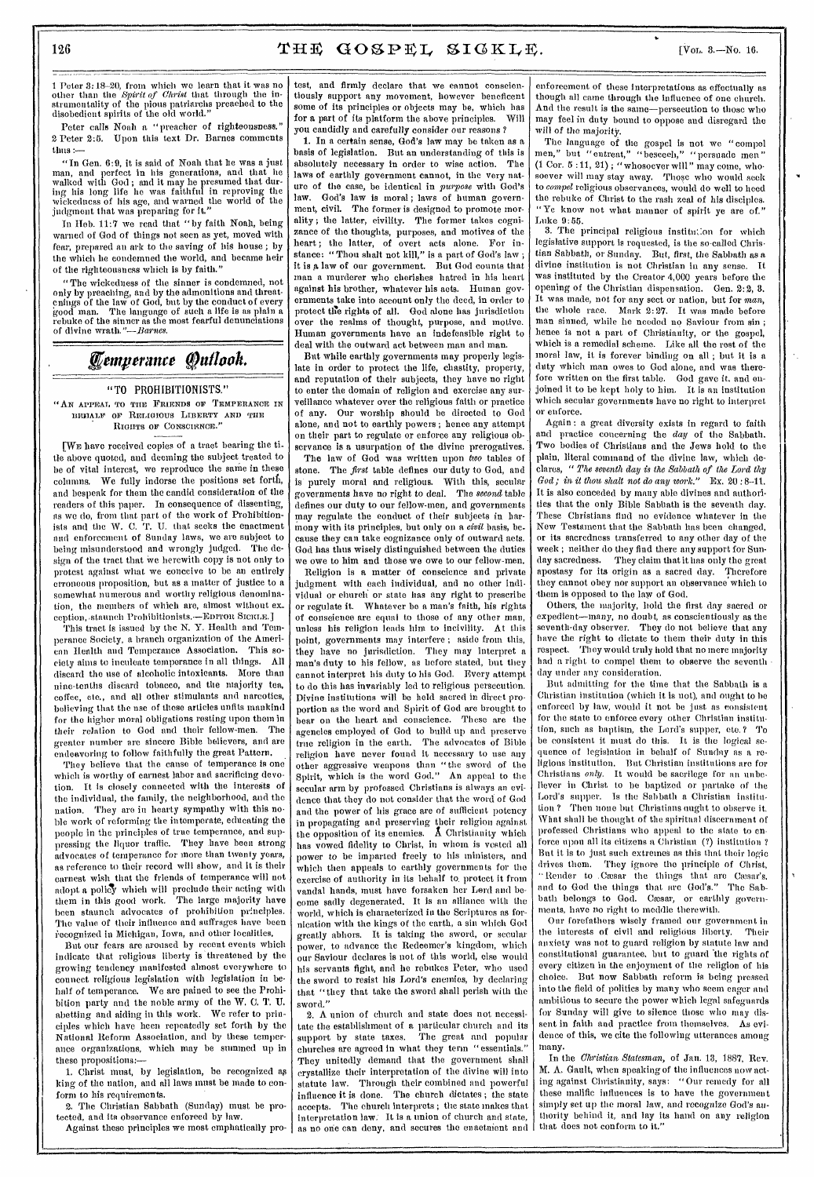1 Peter 3:18–20, from which we learn that it was no other than the *Spirit of Christ* that through the instrumentality of the pious patriarchs preached to the disobedient spirits of the old world."

Peter calls Noah a "preacher of righteousness." 2 Peter 2:5. Upon this text Dr. Barnes comments thus:—

"In Gen. 6:9, it is said of Noah that he was a just man, and perfect in his generations, and that he walked with God; and it may be presumed that during his long life he was faithful in reproving the wickedness of his age, and warned the world of the judgment that was preparing for it."

In Heb. 11:7 we read that "by faith Noah, being warned of God of things not seen as yet, moved with fear, prepared an ark to the saving of his house; by the which he condemned the world, and became heir of the righteousness which is by faith."

"The wickedness of the sinner is condemned, not only by preaching, and by the admonitions and threatenings of the law of God, but by the conduct of every good man. The language of such a life is as plain a rebuke of the sinner as the most fearful denunciations of divine wrath."—*Barnes.*

## Temperance Outlook.

### "TO PROHIBITIONISTS."

"AN APPEAL TO THE FRIENDS OF TEMPERANCE IN BEHALF OF RELIGIOUS LIBERTY AND THE RIGHTS OF CONSCIENCE."

[WE have received copies of a tract bearing the title above quoted, and deeming the subject treated to be of vital interest, we reproduce the same in these columns. We fully indorse the positions set forth, and bespeak for them the candid consideration of the readers of this paper. In consequence of dissenting, as we do, from that part of the work of Prohibitionists and the W. C. T. U. that seeks the enactment and enforcement of Sunday laws, we are subject to being misunderstood and wrongly judged. The design of the tract that we herewith copy is not only to protest against what we conceive to be an entirely erroneous proposition, but as a matter of justice to a somewhat numerous and worthy religious denomination, the members of which are, almost without exception, staunch Prohibitionists.—EDITOR SICKLE.]

This tract is issued by the N. Y. Health and Temperance Society, a branch organization of the American Health and Temperance Association. This society aims to inculcate temperance in all things. All discard the use of alcoholic intoxicants. More than nine-tenths discard tobacco, and the majority tea, coffee, etc., and all other stimulants and narcotics, believing that the use of these articles unfits mankind for the higher moral obligations resting upon them in their relation to God and their fellow-men. The greater number are sincere Bible believers, and are endeavoring to follow faithfully the great Pattern.

They believe that the cause of temperance is one which is worthy of earnest labor and sacrificing devotion. It is closely connected with the interests of the individual, the family, the neighborhood, and the nation. They are in hearty sympathy with this noble work of reforming the intemperate, educating the people in the principles of true temperance, and suppressing the liquor traffic. They have been strong advocates of temperance for more than twenty years, as reference to their record will show, and it is their earnest wish that the friends of temperance will not adopt a policy which will preclude their acting with them in this good work. The large majority have been staunch advocates of prohibition principles. The value of their influence and suffrages have been recognized in Michigan, Iowa, and other localities.

But our fears are aroused by recent events which indicate that religious liberty is threatened by the growing tendency manifested almost everywhere to connect religious legislation with legislation in behalf of temperance. We are pained to see the Prohibition party and the noble army of the W. C. T. U. abetting and aiding in this work. We refer to principles which have been repeatedly set forth by the National Reform Association, and by these temperance organizations, which may be summed up in these propositions:—

1. Christ must, by legislation, be recognized as king of the nation, and all laws must be made to conform to his requirements.

2. The Christian Sabbath (Sunday) must be protected, and its observance enforced by law.

Against these principles we most emphatically protest, and firmly declare that we cannot conscientiously support any movement, however beneficent some of its principles or objects may be, which has for a part of its platform the above principles. Will you candidly and carefully consider our reasons?

1. In a certain sense, God's law may be taken as a basis of legislation. But an understanding of this is absolutely necessary in order to wise action. The laws of earthly government cannot, in the very nature of the case, be identical in *purpose* with God's law. God's law is moral; laws of human government, civil. The former is designed to promote morality; the latter, civility. The former takes cognizance of the thoughts, purposes, and motives of the heart; the latter, of overt acts alone. For instance: "Thou shalt not kill," is a part of God's law; it is a law of our government. But God counts that man a murderer who cherishes hatred in his heart against his brother, whatever his acts. Human governments take into account only the deed, in order to protect the rights of all. God alone has jurisdiction over the realms of thought, purpose, and motive. Human governments have an indefensible right to deal with the outward act between man and man.

But while earthly governments may properly legislate in order to protect the life, chastity, property, and reputation of their subjects, they have no right to enter the domain of religion and exercise any surveillance whatever over the religious faith or practice of any. Our worship should be directed to God alone, and not to earthly powers; hence any attempt on their part to regulate or enforce any religious observance is a usurpation of the divine prerogatives.

The law of God was written upon *two* tables of stone. The *first* table defines our duty to God, and is purely moral and religious. With this, secular governments have no right to deal. The *second* table defines our duty to our fellow-men, and governments may regulate the conduct of their subjects in harmony with its principles, but only on a *civil* basis, because they can take cognizance only of outward acts. God has thus wisely distinguished between the duties we owe to him and those we owe to our fellow-men.

Religion is a matter of conscience and private judgment with each individual, and no other individual or church or state has any right to prescribe or regulate it. Whatever be a man's faith, his rights of conscience are equal to those of any other man, unless his religion leads him to incivility. At this point, governments may interfere; aside from this, they have no jurisdiction. They may interpret a man's duty to his fellow, as before stated, but they cannot interpret his duty to his God. Every attempt to do this has invariably led to religious persecution. Divine institutions will be held sacred in direct proportion as the word and Spirit of God are brought to bear on the heart and conscience. These are the agencies employed of God to build up and preserve true religion in the earth. The advocates of Bible religion have never found it necessary to use any other aggressive weapons than "the sword of the Spirit, which is the word God." An appeal to the secular arm by professed Christians is always an evidence that they do not consider that the word of God and the power of his grace are of sufficient potency in propagating and preserving their religion against the opposition of its enemies. A Christianity which has vowed fidelity to Christ, in whom is vested all power to be imparted freely to his ministers, and which then appeals to earthly governments for the exercise of authority in its behalf to protect it from vandal hands, must have forsaken her Lord and become sadly degenerated. It is an alliance with the world, which is characterized in the Scriptures as fornication with the kings of the earth, a sin which God greatly abhors. It is taking the sword, or secular power, to advance the Redeemer's kingdom, which our Saviour declares is not of this world, else would his servants fight, and he rebukes Peter, who used the sword to resist his Lord's enemies, by declaring that "they that take the sword shall perish with the sword."

2. A union of church and state does not necessitate the establishment of a particular church and its support by state taxes. The great and popular churches are agreed in what they term "essentials." They unitedly demand that the government shall crystallize their interpretation of the divine will into statute law. Through their combined and powerful influence it is done. The church dictates; the state accepts. The church interprets; the state makes that interpretation law. It is a union of church and state, as no one can deny, and secures the enactment and enforcement of these interpretations as effectually as though all came through the influence of one church. And the result is the same—persecution to those who may feel in duty bound to oppose and disregard the will of the majority.

The language of the gospel is not we "compel men," but "entreat," "beseech," "persuade men" (1 Cor. 5:11, 21); "whosoever will" may come, whosoever will may stay away. Those who would seek to *compel* religious observances, would do well to heed the rebuke of Christ to the rash zeal of his disciples. "Ye know not what manner of spirit ye are of." Luke 9:55.

3. The principal religious institution for which legislative support is requested, is the so-called Christian Sabbath, or Sunday. But, first, the Sabbath as a divine institution is not Christian in any sense. It was instituted by the Creator 4,000 years before the opening of the Christian dispensation. Gen. 2:2, 3. It was made, not for any sect or nation, but for *man*, the whole race. Mark 2:27. It was made before man sinned, while he needed no Saviour from sin; hence is not a part of Christianity, or the gospel, which is a remedial scheme. Like all the rest of the moral law, it is forever binding on all; but it is a duty which man owes to God alone, and was therefore written on the first table. God gave it, and enjoined it to be kept holy to him. It is an institution which secular governments have no right to interpret or enforce.

Again: a great diversity exists in regard to faith and practice concerning the *day* of the Sabbath. Two bodies of Christians and the Jews hold to the plain, literal command of the divine law, which declares, "*The seventh day is the Sabbath of the Lord thy God; in it thou shalt not do any work.*" Ex. 20:8–11. It is also conceded by many able divines and authorities that the only Bible Sabbath is the seventh day. These Christians find no evidence whatever in the New Testament that the Sabbath has been changed, or its sacredness transferred to any other day of the week; neither do they find there any support for Sunday sacredness. They claim that it has only the great apostasy for its origin as a sacred day. Therefore they cannot obey nor support an observance which to them is opposed to the law of God.

Others, the majority, hold the first day sacred or expedient—many, no doubt, as conscientiously as the seventh-day observer. They do not believe that any have the right to dictate to them their duty in this respect. They would truly hold that no mere majority had a right to compel them to observe the seventh day under any consideration.

But admitting for the time that the Sabbath is a Christian institution (which it is not), and ought to be enforced by law, would it not be just as consistent for the state to enforce every other Christian institution, such as baptism, the Lord's supper, etc.? To be consistent it must do this. It is the logical sequence of legislation in behalf of Sunday as a religious institution. But Christian institutions are for Christians *only*. It would be sacrilege for an unbeliever in Christ to be baptized or partake of the Lord's supper. Is the Sabbath a Christian institution? Then none but Christians ought to observe it. What shall be thought of the spiritual discernment of professed Christians who appeal to the state to enforce upon all its citizens a Christian (?) institution? But it is to just such extremes as this that their logic drives them. They ignore the principle of Christ, "Render to Cæsar the things that are Cæsar's, and to God the things that are God's." The Sabbath belongs to God. Cæsar, or earthly governments, have no right to meddle therewith.

Our forefathers wisely framed our government in the interests of civil and religious liberty. Their anxiety was not to guard religion by statute law and constitutional guarantee, but to guard the rights of every citizen in the enjoyment of the religion of his choice. But now Sabbath reform is being pressed into the field of politics by many who seem eager and ambitious to secure the power which legal safeguards for Sunday will give to silence those who may dissent in faith and practice from themselves. As evidence of this, we cite the following utterances among many.

In the *Christian Statesman*, of Jan. 13, 1887, Rev. M. A. Gault, when speaking of the influences now acting against Christianity, says: "Our remedy for all these malific influences is to have the government simply set up the moral law, and recognize God's authority behind it, and lay its hand on any religion that does not conform to it."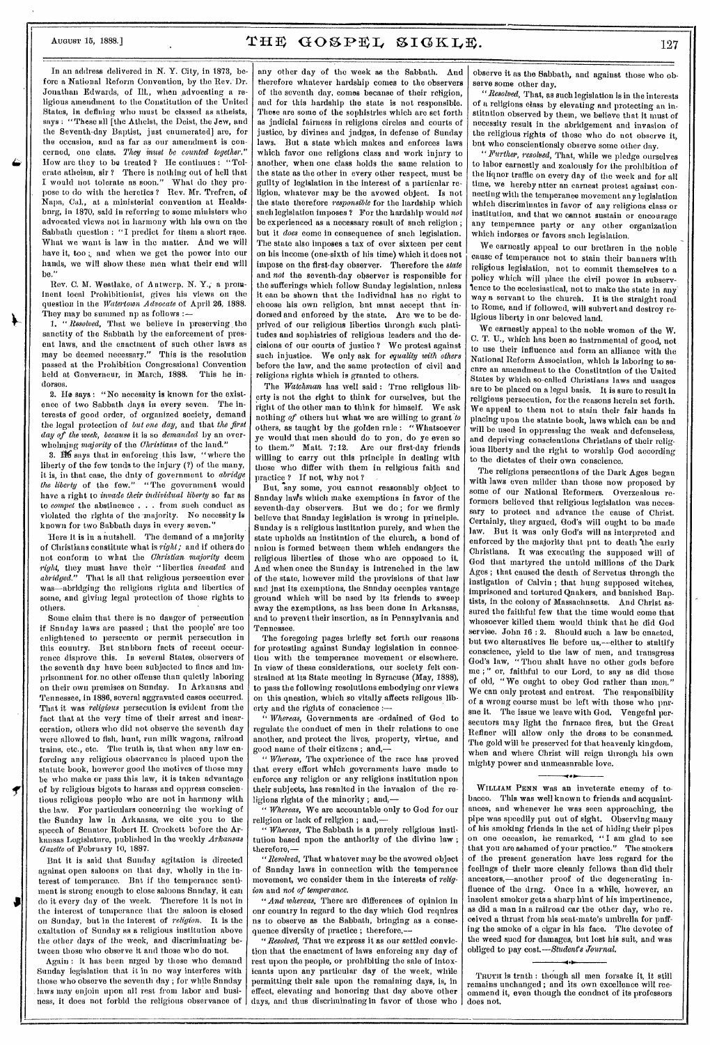In an address delivered in N. Y. City, in 1873, before a National Reform Convention, by the Rev. Dr. Jonathan Edwards, of Ill., when advocating a religious amendment to the Constitution of the United States, in defining who must be classed as atheists, says: "These all [the Atheist, the Deist, the Jew, and the Seventh-day Baptist, just enumerated] are, for the occasion, and as far as our amendment is concerned, one class. *They must be counted together.*" How are they to be treated? He continues: "Tolerate atheism, sir? There is nothing out of hell that I would not tolerate as soon." What do they propose to do with the heretics? Rev. Mr. Trefren, of Napa, Cal., at a ministerial convention at Healdsburg, in 1870, said in referring to some ministers who advocated views not in harmony with his own on the Sabbath question: "I predict for them a short race. What we want is law in the matter. And we will have it, too; and when we get the power into our hands, we will show these men what their end will be."

Rev. C. M. Westlake, of Antwerp, N. Y., a prominent local Prohibitionist, gives his views on the question in the *Watertown Advocate* of April 26, 1888. They may be summed up as follows:—

1. "*Resolved*, That we believe in preserving the sanctity of the Sabbath by the enforcement of present laws, and the enactment of such other laws as may be deemed necessary." This is the resolution passed at the Prohibition Congressional Convention held at Gouverneur, in March, 1888. This he indorses.

2. He says: "No necessity is known for the existence of two Sabbath days in every seven. The interests of good order, of organized society, demand the legal protection of *but one day*, and that *the first day of the week, because* it is so *demanded* by an overwhelming *majority* of the *Christians* of the land."

3. He says that in enforcing this law, "where the liberty of the few tends to the injury (?) of the many, it is, in that case, the duty of government to *abridge the liberty* of the few." "The government would have a right to *invade their individual liberty* so far as to *compel* the abstinence . . . from such conduct as violated the rights of the majority. No necessity is known for two Sabbath days in every seven."

Here it is in a nutshell. The demand of a majority of Christians constitute what is *right;* and if others do not conform to what the *Christian majority* deem *right*, they must have their "liberties *invaded* and *abridged*." That is all that religious persecution ever was—abridging the religious rights and liberties of some, and giving legal protection of those rights to others.

Some claim that there is no danger of persecution if Sunday laws are passed; that the people are too enlightened to persecute or permit persecution in this country. But stubborn facts of recent occurrence disprove this. In several States, observers of the seventh day have been subjected to fines and imprisonment for no other offense than quietly laboring on their own premises on Sunday. In Arkansas and Tennessee, in 1886, several aggravated cases occurred. That it was *religious* persecution is evident from the fact that at the very time of their arrest and incarceration, others who did not observe the seventh day were allowed to fish, hunt, run milk wagons, railroad trains, etc., etc. The truth is, that when any law enforcing any religious observance is placed upon the statute book, however good the motives of those may be who make or pass this law, it is taken advantage of by religious bigots to harass and oppress conscientious religious people who are not in harmony with the law. For particulars concerning the working of the Sunday law in Arkansas, we cite you to the speech of Senator Robert H. Crockett before the Arkansas Legislature, published in the weekly *Arkansas Gazette* of February 10, 1887.

But it is said that Sunday agitation is directed against open saloons on that day, wholly in the interest of temperance. But if the temperance sentiment is strong enough to close saloons Sunday, it can do it every day of the week. Therefore it is not in the interest of temperance that the saloon is closed on Sunday, but in the interest of *religion*. It is the exaltation of Sunday as a religious institution above the other days of the week, and discriminating between those who observe it and those who do not.

Again: it has been urged by those who demand Sunday legislation that it in no way interferes with those who observe the seventh day; for while Sunday laws may enjoin upon all rest from labor and business, it does not forbid the religious observance of any other day of the week as the Sabbath. And therefore whatever hardship comes to the observers of the seventh day, comes because of their religion, and for this hardship the state is not responsible. These are some of the sophistries which are set forth as judicial fairness in religious circles and courts of justice, by divines and judges, in defense of Sunday laws. But a state which makes and enforces laws which favor one religious class and work injury to another, when one class holds the same relation to the state as the other in every other respect, must be guilty of legislation in the interest of a particular religion, whatever may be the avowed object. Is not the state therefore *responsible* for the hardship which such legislation imposes? For the hardship would *not* be experienced as a necessary result of such religion; but it *does* come in consequence of such legislation. The state also imposes a tax of over sixteen per cent on his income (one-sixth of his time) which it does not impose on the first-day observer. Therefore the *state* and *not* the seventh-day observer is responsible for the sufferings which follow Sunday legislation, unless it can be shown that the individual has no right to choose his own religion, but must accept that indorsed and enforced by the state. Are we to be deprived of our religious liberties through such platitudes and sophistries of religious leaders and the decisions of our courts of justice? We protest against such injustice. We only ask for *equality with others* before the law, and the same protection of civil and religious rights which is granted to others.

The *Watchman* has well said: True religious liberty is not the right to think for ourselves, but the right of the other man to think for himself. We ask nothing *of* others but what we are willing to grant *to* others, as taught by the golden rule: "Whatsoever ye would that men should do to you, do ye even so to them." Matt. 7:12. Are our first-day friends willing to carry out this principle in dealing with those who differ with them in religious faith and practice? If not, why not?

But, say some, you cannot reasonably object to Sunday laws which make exemptions in favor of the seventh-day observers. But we do; for we firmly believe that Sunday legislation is wrong in principle. Sunday is a religious institution purely, and when the state upholds an institution of the church, a bond of union is formed between them which endangers the religious liberties of those who are opposed to it. And when once the Sunday is intrenched in the law of the state, however mild the provisions of that law and just its exemptions, the Sunday occupies vantage ground which will be used by its friends to sweep away the exemptions, as has been done in Arkansas, and to prevent their insertion, as in Pennsylvania and Tennessee.

The foregoing pages briefly set forth our reasons for protesting against Sunday legislation in connection with the temperance movement or elsewhere. In view of these considerations, our society felt constrained at its State meeting in Syracuse (May, 1888), to pass the following resolutions embodying our views on this question, which so vitally affects religious liberty and the rights of conscience:—

"*Whereas*, Governments are ordained of God to regulate the conduct of men in their relations to one another, and protect the lives, property, virtue, and good name of their citizens; and,—

"*Whereas*, The experience of the race has proved that every effort which governments have made to enforce any religion or any religious institution upon their subjects, has resulted in the invasion of the religious rights of the minority; and,—

"*Whereas*, We are accountable only to God for our religion or lack of religion; and,—

"*Whereas*, The Sabbath is a purely religious institution based upon the authority of the divine law; therefore,—

"*Resolved*, That whatever may be the avowed object of Sunday laws in connection with the temperance movement, we consider them in the interests of *religion* and *not of temperance*.

"*And whereas*, There are differences of opinion in our country in regard to the day which God requires us to observe as the Sabbath, bringing as a consequence diversity of practice; therefore,—

"*Resolved*, That we express it as our settled conviction that the enactment of laws enforcing any day of rest upon the people, or prohibiting the sale of intoxicants upon any particular day of the week, while permitting their sale upon the remaining days, is, in effect, elevating and honoring that day above other days, and thus discriminating in favor of those who observe it as the Sabbath, and against those who observe some other day.

"*Resolved*, That, as such legislation is in the interests of a religious class by elevating and protecting an institution observed by them, we believe that it must of necessity result in the abridgement and invasion of the religious rights of those who do not observe it, but who conscientiously observe some other day.

"*Further, resolved*, That, while we pledge ourselves to labor earnestly and zealously for the prohibition of the liquor traffic on every day of the week and for all time, we hereby utter an earnest protest against connecting with the temperance movement any legislation which discriminates in favor of any religious class or institution, and that we cannot sustain or encourage any temperance party or any other organization which indorses or favors such legislation.

We earnestly appeal to our brethren in the noble cause of temperance not to stain their banners with religious legislation, not to commit themselves to a policy which will place the civil power in subservience to the ecclesiastical, not to make the state in any way a servant to the church. It is the straight road to Rome, and if followed, will subvert and destroy religious liberty in our beloved land.

We earnestly appeal to the noble women of the W. C. T. U., which has been so instrumental of good, not to use their influence and form an alliance with the National Reform Association, which is laboring to secure an amendment to the Constitution of the United States by which so-called Christians laws and usages are to be placed on a legal basis. It is sure to result in religious persecution, for the reasons herein set forth. We appeal to them not to stain their fair hands in placing upon the statute book, laws which can be and will be used in oppressing the weak and defenseless, and depriving conscientious Christians of their religious liberty and the right to worship God according to the dictates of their own conscience.

The religious persecutions of the Dark Ages began with laws even milder than those now proposed by some of our National Reformers. Overzealous reformers believed that religious legislation was necessary to protect and advance the cause of Christ. Certainly, they argued, God's will ought to be made law. But it was only God's will as interpreted and enforced by the majority that put to death the early Christians. It was executing the supposed will of God that martyred the untold millions of the Dark Ages; that caused the death of Servetus through the instigation of Calvin; that hung supposed witches, imprisoned and tortured Quakers, and banished Baptists, in the colony of Massachusetts. And Christ assured the faithful few that the time would come that whosoever killed them would think that he did God service. John 16:2. Should such a law be enacted, but two alternatives lie before us,—either to stultify conscience, yield to the law of men, and transgress God's law, "Thou shalt have no other gods before me;" or, faithful to our Lord, to say as did those of old, "We ought to obey God rather than men." We can only protest and entreat. The responsibility of a wrong course must be left with those who pursue it. The issue we leave with God. Vengeful persecutors may light the furnace fires, but the Great Refiner will allow only the dross to be consumed. The gold will be preserved for that heavenly kingdom, when and where Christ will reign through his own mighty power and unmeasurable love.

---

WILLIAM PENN was an inveterate enemy of tobacco. This was well known to friends and acquaintances, and whenever he was seen approaching, the pipe was speedily put out of sight. Observing many of his smoking friends in the act of hiding their pipes on one occasion, he remarked, "I am glad to see that you are ashamed of your practice." The smokers of the present generation have less regard for the feelings of their more cleanly fellows than did their ancestors,—another proof of the degenerating influence of the drug. Once in a while, however, an insolent smoker gets a sharp hint of his impertinence, as did a man in a railroad car the other day, who received a thrust from his seat-mate's umbrella for puffing the smoke of a cigar in his face. The devotee of the weed sued for damages, but lost his suit, and was obliged to pay cost.—*Student's Journal.*

---

TRUTH is truth: though all men forsake it, it still remains unchanged; and its own excellence will recommend it, even though the conduct of its professors does not.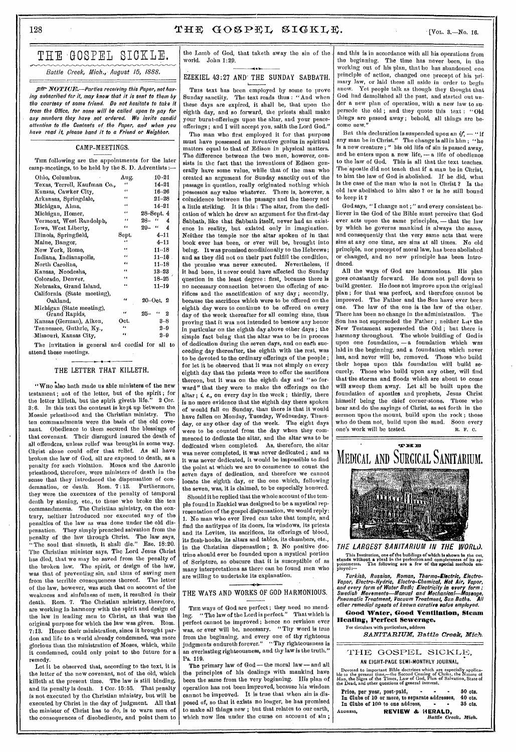# THE GOSPEL SICKLE.

*Battle Creek, Mich., August 15, 1888.*

*NOTICE.—Parties receiving this Paper, not having subscribed for it, may know that it is sent to them by the courtesy of some friend. Do not hesitate to take it from the Office, for none will be called upon to pay for any numbers they have not ordered. We invite candid attention to the Contents of the Paper, and when you have read it, please hand it to a Friend or Neighbor.*

## CAMP-MEETINGS.

The following are the appointments for the later camp-meetings, to be held by the S. D. Adventists:—

| | | |
|---|---|---|
| Ohio, Columbus, | Aug. | 10–21 |
| Texas, Terrell, Kaufman Co., | " | 14–21 |
| Kansas, Cawker City, | " | 16–26 |
| Arkansas, Springdale, | " | 21–28 |
| Michigan, Alma, | " | 14–21 |
| Michigan, Homer, | " | 28–Sept. 4 |
| Vermont, West Randolph, | " | 28– " 4 |
| Iowa, West Liberty, | " | 29– " 4 |
| Illinois, Springfield, | Sept. | 4–11 |
| Maine, Bangor, | " | 4–11 |
| New York, Rome, | " | 11–18 |
| Indiana, Indianapolis, | " | 11–18 |
| North Carolina, | " | 11–18 |
| Kansas, Neodesha, | " | 13–23 |
| Colorado, Denver, | " | 18–25 |
| Nebraska, Grand Island, | " | 11–19 |
| California (State meeting), Oakland, | " | 20–Oct. 2 |
| Michigan (State meeting), Grand Rapids, | " | 25– " 2 |
| Kansas (German), Aiken, | Oct. | 3–8 |
| Tennessee, Guthrie, Ky., | " | 2–9 |
| Missouri, Kansas City, | " | 2–9 |

The invitation is general and cordial for all to attend these meetings.

## THE LETTER THAT KILLETH.

"Who also hath made us able ministers of the new testament; not of the letter, but of the spirit; for the letter killeth, but the spirit giveth life." 2 Cor. 3:6. In this text the contrast is kept up between the Mosaic priesthood and the Christian ministry. The ten commandments were the basis of the old covenant. Obedience to them secured the blessings of that covenant. Their disregard insured the death of all offenders, unless relief was brought in some way. Christ alone could offer that relief. As all have broken the law of God, all are exposed to death, as a penalty for such violation. Moses and the Aaronic priesthood, therefore, were ministers of death in the sense that they introduced the dispensation of condemnation, or death. Rom. 7:13. Furthermore, they were the executors of the penalty of temporal death by stoning, etc., to those who broke the ten commandments. The Christian ministry, on the contrary, neither introduced nor executed any of the penalties of the law as was done under the old dispensation. They simply preached salvation from the penalty of the law through Christ. The law says, "The soul that sinneth, it shall die." Eze. 18:20. The Christian minister says, The Lord Jesus Christ has died, that we may be saved from the penalty of the broken law. The spirit, or design of the law, was that of preventing sin, and thus of saving men from the terrible consequences thereof. The letter of the law, however, was such that on account of the weakness and sinfulness of men, it resulted in their death. Rom. 7. The Christian ministry, therefore, are working in harmony with the spirit and design of the law in leading men to Christ, as that was the original purpose for which the law was given. Rom. 7:13. Hence their ministration, since it brought pardon and life to a world already condemned, was more glorious than the ministration of Moses, which, while it condemned, could only point to the future for a remedy.

Let it be observed that, according to the text, it is the letter of the new covenant, not of the old, which killeth at the present time. The law is still binding, and its penalty is death. 1 Cor. 15:56. That penalty is not executed by the Christian ministry, but will be executed by Christ in the day of judgment. All that the minister of Christ has to do, is to warn men of the consequences of disobedience, and point them to the Lamb of God, that taketh away the sin of the world. John 1:29.

## EZEKIEL 43:27 AND THE SUNDAY SABBATH.

This text has been employed by some to prove Sunday sanctity. The text reads thus: "And when these days are expired, it shall be, that upon the eighth day, and so forward, the priests shall make your burnt-offerings upon the altar, and your peace-offerings; and I will accept you, saith the Lord God."

The man who first employed it for that purpose must have possessed an inventive genius in spiritual matters equal to that of Edison in physical matters. The difference between the two men, however, consists in the fact that the inventions of Edison generally have some value, while that of the man who created an argument for Sunday sanctity out of the passage in question, really originated nothing which possesses any value whatever. There is, however, a coincidence between the passage and the theory not a little striking. It is this: The altar, from the dedication of which he drew an argument for the first-day Sabbath, like that Sabbath itself, never had an existence in reality, but existed only in imagination. Neither the temple nor the altar spoken of in that book ever has been, or ever will be, brought into being. It was promised conditionally to the Hebrews; and as they did not on their part fulfill the condition, the promise was never executed. Nevertheless, if it had been, it never could have affected the Sunday question in the least degree: first, because there is no necessary connection between the offering of sacrifices and the sanctification of any day; secondly, because the sacrifices which were to be offered on the eighth day were to continue to be offered on every day of the week thereafter for all coming time, thus proving that it was not intended to bestow any honor in particular on the eighth day above other days; the simple fact being that the altar was to be in process of dedication during the seven days, and on each succeeding day thereafter, the eighth with the rest, was to be devoted to the ordinary offerings of the people; for let it be observed that it was not simply on every eighth day that the priests were to offer the sacrifices thereon, but it was on the eighth day and "so forward" that they were to make the offerings on the altar; *i. e.*, on every day in the week; thirdly, there is no more evidence that the eighth day there spoken of would fall on Sunday, than there is that it would have fallen on Monday, Tuesday, Wednesday, Thursday, or any other day of the week. The eight days were to be counted from the day when they commenced to dedicate the altar, and the altar was to be dedicated when completed. As, therefore, the altar was never completed, it was never dedicated; and as it was never dedicated, it would be impossible to find the point at which we are to commence to count the seven days of dedication, and therefore we cannot locate the eighth day, or the one which, following the seven, was, it is claimed, to be especially honored.

Should it be replied that the whole account of the temple found in Ezekiel was designed to be a mystical representation of the gospel dispensation, we would reply: 1. No man who ever lived can take that temple, and find the antitypes of its doors, its windows, its priests and its Levites, its sacrifices, its offerings of blood, its flesh-hooks, its altars and tables, its chambers, etc., in the Christian dispensation; 2. No positive doctrine should ever be founded upon a mystical portion of Scripture, so obscure that it is susceptible of as many interpretations as there can be found men who are willing to undertake its explanation.

## THE WAYS AND WORKS OF GOD HARMONIOUS.

The ways of God are perfect; they need no mending. "The law of the Lord is perfect." That which is perfect cannot be improved; hence no revision ever was, or ever will be, necessary. "Thy word is true from the beginning, and every one of thy righteous judgments endureth forever." "Thy righteousness is an everlasting righteousness, and thy law is the truth." Ps. 119.

The primary law of God — the moral law — and all the principles of his dealings with mankind have been the same from the very beginning. His plan of operation has not been improved, because his wisdom cannot be improved. It is true that when sin is disposed of, so that it exists no longer, he has promised to make all things new; but that relates to our earth, which now lies under the curse on account of sin; and this is in accordance with all his operations from the beginning. The time has never been, in the working out of his plan, that he has abandoned one principle of action, changed one precept of his primary law, or laid these all aside in order to begin anew. Yet people talk as though they thought that God had demolished all the past, and started out under a new plan of operation, with a new law to supersede the old; and they quote this text: "Old things are passed away; behold, all things are become new."

But this declaration is suspended upon an *if*, — "if any man be in Christ." The change is all in him; "he is a new creature;" his old life of sin is passed away, and he enters upon a new life, — a life of obedience to the law of God. This is all that the text teaches. The apostle did not teach that if a man be in Christ, to him the law of God is abolished. If he did, what is the case of the man who is not in Christ? Is the old law abolished to him also? or is he still bound to keep it?

God says, "I change not;" and every consistent believer in the God of the Bible must perceive that God ever acts upon the same principles, — that the law by which he governs mankind is always the same, and consequently that the very same acts that were sins at any one time, are sins at all times. No old principle, nor precept of moral law, has been abolished or changed, and no new principle has been introduced.

All the ways of God are harmonious. His plan goes constantly forward. He does not pull down to build greater. He does not improve upon the original plan; for that was perfect, and therefore cannot be improved. The Father and the Son have ever been one. The law of the one is the law of the other. There has been no change in the administration. The Son has not superseded the Father; neither has the New Testament superseded the Old; but there is harmony throughout. The whole building of God is upon one foundation, — a foundation which was laid in the beginning, and a foundation which never has, and never will be, removed. Those who build their hopes upon this foundation will build securely. Those who build upon any other, will find that the storms and floods which are about to come will sweep them away. Let all be built upon the foundation of apostles and prophets, Jesus Christ himself being the chief corner-stone. Those who hear and do the sayings of Christ, as set forth in the sermon upon the mount, build upon the rock; those who do them not, build upon the sand. Soon every one's work will be tested. R. F. C.

---

THE

# MEDICAL AND SURGICAL SANITARIUM.

*THE LARGEST SANITARIUM IN THE WORLD.*

This Institution, one of the buildings of which is shown in the cut, stands without a rival in the perfection and completeness of its appointments. The following are a few of the special methods employed:—

*Turkish, Russian, Roman, Thermo-Electric, Electro-Vapor, Electro-Hydric, Electro-Chemical, Hot Air, Vapor, and every form of Water Bath; Electricity in every form; Swedish Movements—Manual and Mechanical—Massage, Pneumatic Treatment, Vacuum Treatment, Sun Baths. All other remedial agents of known curative value employed.*

**Good Water, Good Ventilation, Steam Heating, Perfect Sewerage.**

For circulars with particulars, address

*SANITARIUM, Battle Creek, Mich.*

---

THE GOSPEL SICKLE,

AN EIGHT-PAGE SEMI-MONTHLY JOURNAL,

Devoted to important Bible doctrines which are especially applicable to the present time,—the Second Coming of Christ, the Nature of Man, the Signs of the Times, Law of God, Plan of Salvation, State of the Dead, and other questions of general interest.

| | |
|---|---|
| Price, per year, post-paid, | 50 cts. |
| In Clubs of 10 or more, to separate addresses, | 40 cts. |
| In Clubs of 100 to one address, | 35 cts. |

Address, **REVIEW & HERALD,**
*Battle Creek, Mich.*